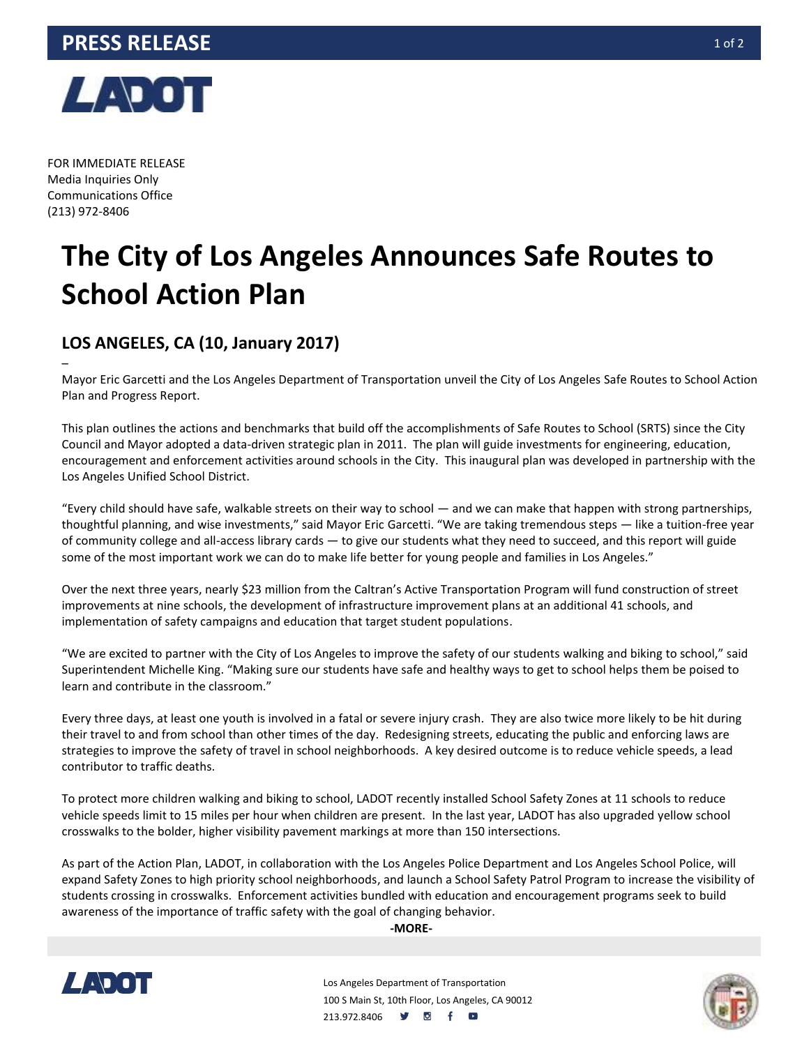# PRESS RELEASE

FOR IMMEDIATE RELEASE
Media Inquiries Only
Communications Office
(213) 972-8406

# The City of Los Angeles Announces Safe Routes to School Action Plan

## LOS ANGELES, CA (10, January 2017)

–

Mayor Eric Garcetti and the Los Angeles Department of Transportation unveil the City of Los Angeles Safe Routes to School Action Plan and Progress Report.

This plan outlines the actions and benchmarks that build off the accomplishments of Safe Routes to School (SRTS) since the City Council and Mayor adopted a data-driven strategic plan in 2011. The plan will guide investments for engineering, education, encouragement and enforcement activities around schools in the City. This inaugural plan was developed in partnership with the Los Angeles Unified School District.

"Every child should have safe, walkable streets on their way to school — and we can make that happen with strong partnerships, thoughtful planning, and wise investments," said Mayor Eric Garcetti. "We are taking tremendous steps — like a tuition-free year of community college and all-access library cards — to give our students what they need to succeed, and this report will guide some of the most important work we can do to make life better for young people and families in Los Angeles."

Over the next three years, nearly $23 million from the Caltran's Active Transportation Program will fund construction of street improvements at nine schools, the development of infrastructure improvement plans at an additional 41 schools, and implementation of safety campaigns and education that target student populations.

"We are excited to partner with the City of Los Angeles to improve the safety of our students walking and biking to school," said Superintendent Michelle King. "Making sure our students have safe and healthy ways to get to school helps them be poised to learn and contribute in the classroom."

Every three days, at least one youth is involved in a fatal or severe injury crash. They are also twice more likely to be hit during their travel to and from school than other times of the day. Redesigning streets, educating the public and enforcing laws are strategies to improve the safety of travel in school neighborhoods. A key desired outcome is to reduce vehicle speeds, a lead contributor to traffic deaths.

To protect more children walking and biking to school, LADOT recently installed School Safety Zones at 11 schools to reduce vehicle speeds limit to 15 miles per hour when children are present. In the last year, LADOT has also upgraded yellow school crosswalks to the bolder, higher visibility pavement markings at more than 150 intersections.

As part of the Action Plan, LADOT, in collaboration with the Los Angeles Police Department and Los Angeles School Police, will expand Safety Zones to high priority school neighborhoods, and launch a School Safety Patrol Program to increase the visibility of students crossing in crosswalks. Enforcement activities bundled with education and encouragement programs seek to build awareness of the importance of traffic safety with the goal of changing behavior.

**-MORE-**

Los Angeles Department of Transportation
100 S Main St, 10th Floor, Los Angeles, CA 90012
213.972.8406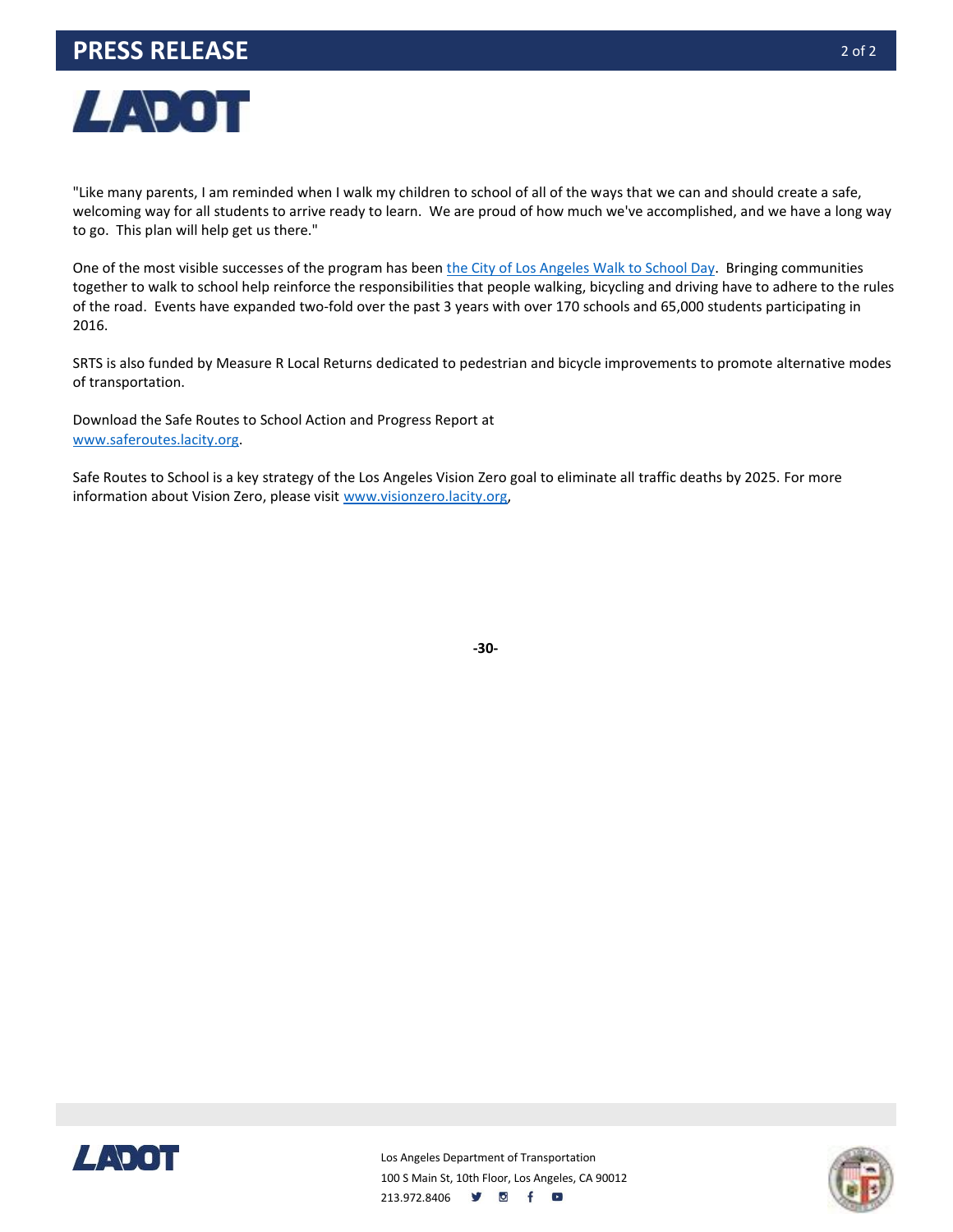"Like many parents, I am reminded when I walk my children to school of all of the ways that we can and should create a safe, welcoming way for all students to arrive ready to learn. We are proud of how much we've accomplished, and we have a long way to go. This plan will help get us there."

One of the most visible successes of the program has been the City of Los Angeles Walk to School Day. Bringing communities together to walk to school help reinforce the responsibilities that people walking, bicycling and driving have to adhere to the rules of the road. Events have expanded two-fold over the past 3 years with over 170 schools and 65,000 students participating in 2016.

SRTS is also funded by Measure R Local Returns dedicated to pedestrian and bicycle improvements to promote alternative modes of transportation.

Download the Safe Routes to School Action and Progress Report at www.saferoutes.lacity.org.

Safe Routes to School is a key strategy of the Los Angeles Vision Zero goal to eliminate all traffic deaths by 2025. For more information about Vision Zero, please visit www.visionzero.lacity.org,

**-30-**

Los Angeles Department of Transportation
100 S Main St, 10th Floor, Los Angeles, CA 90012
213.972.8406